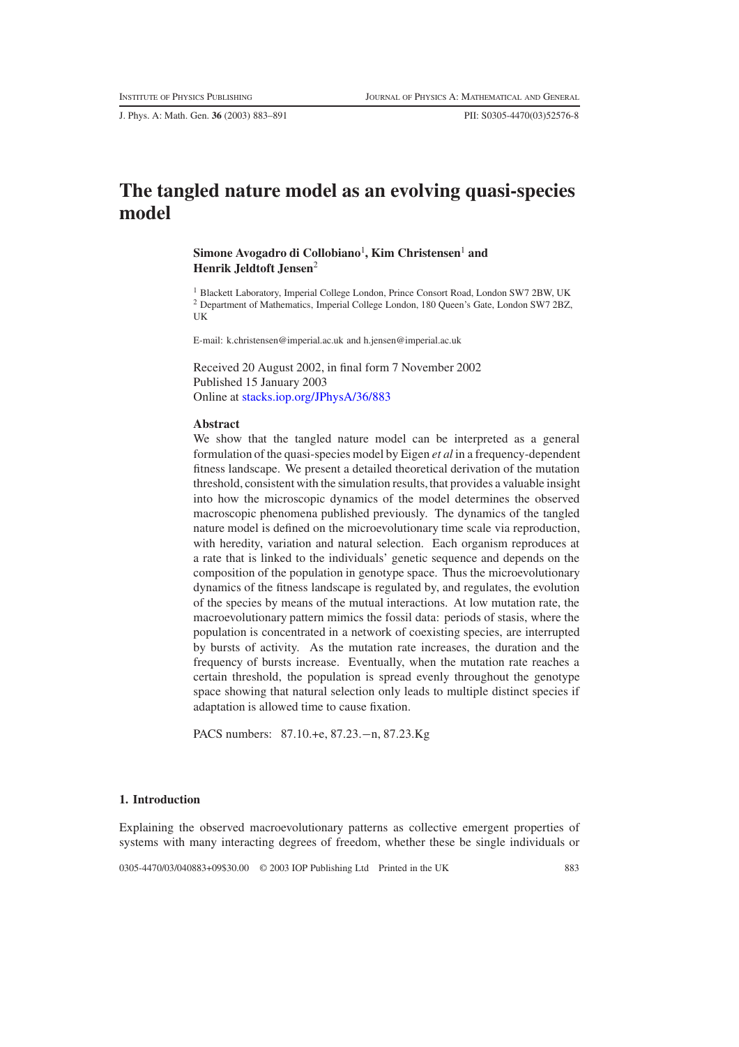# The tangled nature model as an evolving quasi-species model

**Simone Avogadro di Collobiano**[1], **Kim Christensen**[1] **and Henrik Jeldtoft Jensen**[2]

[1] Blackett Laboratory, Imperial College London, Prince Consort Road, London SW7 2BW, UK
[2] Department of Mathematics, Imperial College London, 180 Queen's Gate, London SW7 2BZ, UK

E-mail: k.christensen@imperial.ac.uk and h.jensen@imperial.ac.uk

Received 20 August 2002, in final form 7 November 2002
Published 15 January 2003
Online at stacks.iop.org/JPhysA/36/883

### Abstract

We show that the tangled nature model can be interpreted as a general formulation of the quasi-species model by Eigen *et al* in a frequency-dependent fitness landscape. We present a detailed theoretical derivation of the mutation threshold, consistent with the simulation results, that provides a valuable insight into how the microscopic dynamics of the model determines the observed macroscopic phenomena published previously. The dynamics of the tangled nature model is defined on the microevolutionary time scale via reproduction, with heredity, variation and natural selection. Each organism reproduces at a rate that is linked to the individuals' genetic sequence and depends on the composition of the population in genotype space. Thus the microevolutionary dynamics of the fitness landscape is regulated by, and regulates, the evolution of the species by means of the mutual interactions. At low mutation rate, the macroevolutionary pattern mimics the fossil data: periods of stasis, where the population is concentrated in a network of coexisting species, are interrupted by bursts of activity. As the mutation rate increases, the duration and the frequency of bursts increase. Eventually, when the mutation rate reaches a certain threshold, the population is spread evenly throughout the genotype space showing that natural selection only leads to multiple distinct species if adaptation is allowed time to cause fixation.

PACS numbers: 87.10.+e, 87.23.−n, 87.23.Kg

## 1. Introduction

Explaining the observed macroevolutionary patterns as collective emergent properties of systems with many interacting degrees of freedom, whether these be single individuals or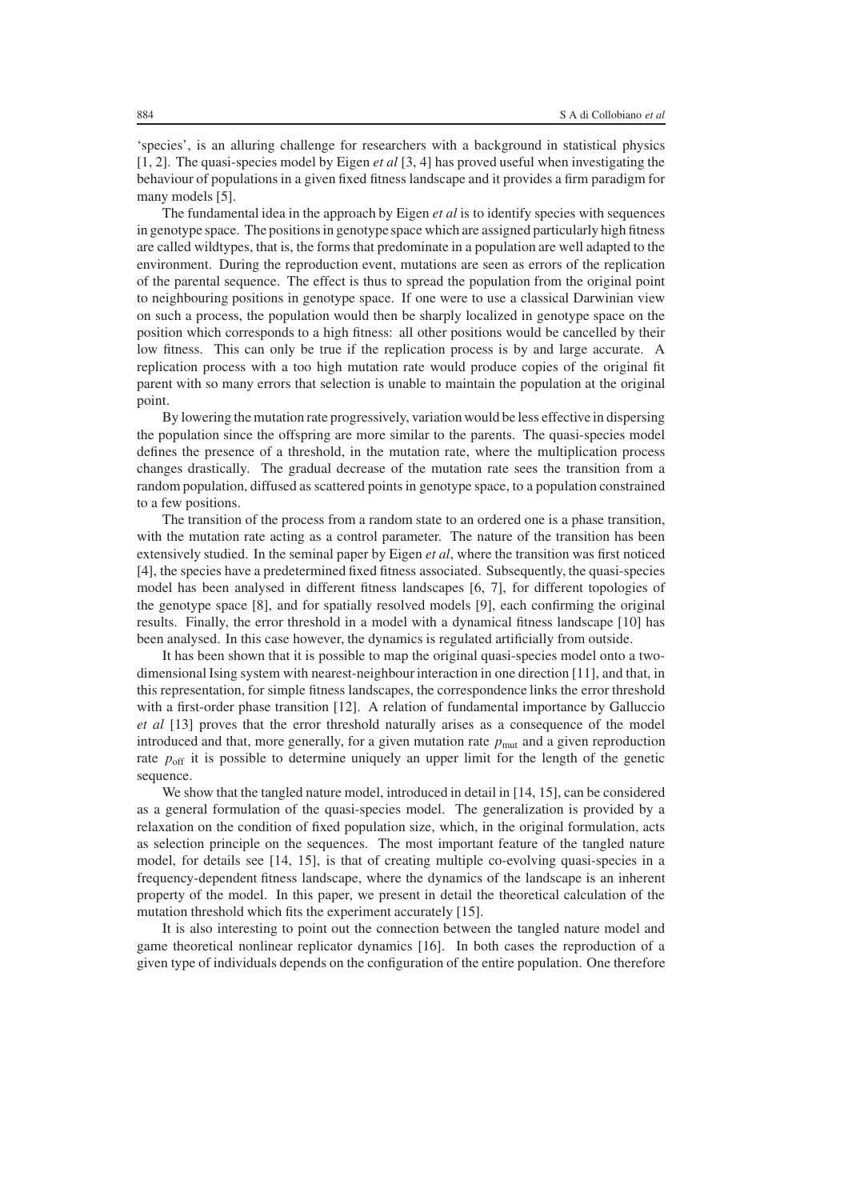'species', is an alluring challenge for researchers with a background in statistical physics [1, 2]. The quasi-species model by Eigen *et al* [3, 4] has proved useful when investigating the behaviour of populations in a given fixed fitness landscape and it provides a firm paradigm for many models [5].

The fundamental idea in the approach by Eigen *et al* is to identify species with sequences in genotype space. The positions in genotype space which are assigned particularly high fitness are called wildtypes, that is, the forms that predominate in a population are well adapted to the environment. During the reproduction event, mutations are seen as errors of the replication of the parental sequence. The effect is thus to spread the population from the original point to neighbouring positions in genotype space. If one were to use a classical Darwinian view on such a process, the population would then be sharply localized in genotype space on the position which corresponds to a high fitness: all other positions would be cancelled by their low fitness. This can only be true if the replication process is by and large accurate. A replication process with a too high mutation rate would produce copies of the original fit parent with so many errors that selection is unable to maintain the population at the original point.

By lowering the mutation rate progressively, variation would be less effective in dispersing the population since the offspring are more similar to the parents. The quasi-species model defines the presence of a threshold, in the mutation rate, where the multiplication process changes drastically. The gradual decrease of the mutation rate sees the transition from a random population, diffused as scattered points in genotype space, to a population constrained to a few positions.

The transition of the process from a random state to an ordered one is a phase transition, with the mutation rate acting as a control parameter. The nature of the transition has been extensively studied. In the seminal paper by Eigen *et al*, where the transition was first noticed [4], the species have a predetermined fixed fitness associated. Subsequently, the quasi-species model has been analysed in different fitness landscapes [6, 7], for different topologies of the genotype space [8], and for spatially resolved models [9], each confirming the original results. Finally, the error threshold in a model with a dynamical fitness landscape [10] has been analysed. In this case however, the dynamics is regulated artificially from outside.

It has been shown that it is possible to map the original quasi-species model onto a two-dimensional Ising system with nearest-neighbour interaction in one direction [11], and that, in this representation, for simple fitness landscapes, the correspondence links the error threshold with a first-order phase transition [12]. A relation of fundamental importance by Galluccio *et al* [13] proves that the error threshold naturally arises as a consequence of the model introduced and that, more generally, for a given mutation rate $p_{\mathrm{mut}}$ and a given reproduction rate $p_{\mathrm{off}}$ it is possible to determine uniquely an upper limit for the length of the genetic sequence.

We show that the tangled nature model, introduced in detail in [14, 15], can be considered as a general formulation of the quasi-species model. The generalization is provided by a relaxation on the condition of fixed population size, which, in the original formulation, acts as selection principle on the sequences. The most important feature of the tangled nature model, for details see [14, 15], is that of creating multiple co-evolving quasi-species in a frequency-dependent fitness landscape, where the dynamics of the landscape is an inherent property of the model. In this paper, we present in detail the theoretical calculation of the mutation threshold which fits the experiment accurately [15].

It is also interesting to point out the connection between the tangled nature model and game theoretical nonlinear replicator dynamics [16]. In both cases the reproduction of a given type of individuals depends on the configuration of the entire population. One therefore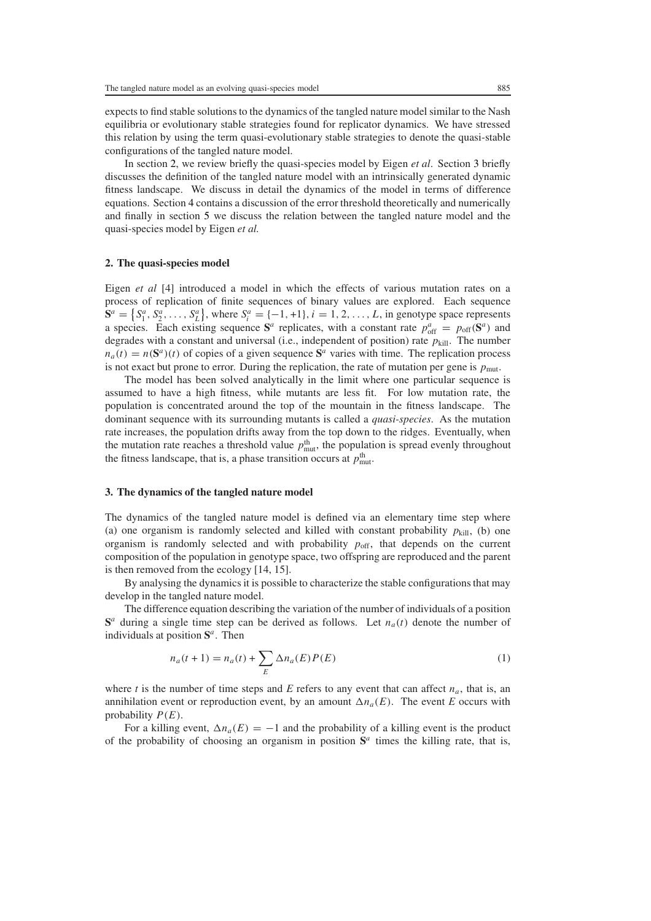expects to find stable solutions to the dynamics of the tangled nature model similar to the Nash equilibria or evolutionary stable strategies found for replicator dynamics. We have stressed this relation by using the term quasi-evolutionary stable strategies to denote the quasi-stable configurations of the tangled nature model.

In section 2, we review briefly the quasi-species model by Eigen *et al*. Section 3 briefly discusses the definition of the tangled nature model with an intrinsically generated dynamic fitness landscape. We discuss in detail the dynamics of the model in terms of difference equations. Section 4 contains a discussion of the error threshold theoretically and numerically and finally in section 5 we discuss the relation between the tangled nature model and the quasi-species model by Eigen *et al.*

## 2. The quasi-species model

Eigen *et al* [4] introduced a model in which the effects of various mutation rates on a process of replication of finite sequences of binary values are explored. Each sequence $\mathbf{S}^a = \{S_1^a, S_2^a, \ldots, S_L^a\}$, where $S_i^a = \{-1, +1\}$, $i = 1, 2, \ldots, L$, in genotype space represents a species. Each existing sequence $\mathbf{S}^a$ replicates, with a constant rate $p_{\text{off}}^a = p_{\text{off}}(\mathbf{S}^a)$ and degrades with a constant and universal (i.e., independent of position) rate $p_{\text{kill}}$. The number $n_a(t) = n(\mathbf{S}^a)(t)$ of copies of a given sequence $\mathbf{S}^a$ varies with time. The replication process is not exact but prone to error. During the replication, the rate of mutation per gene is $p_{\text{mut}}$.

The model has been solved analytically in the limit where one particular sequence is assumed to have a high fitness, while mutants are less fit. For low mutation rate, the population is concentrated around the top of the mountain in the fitness landscape. The dominant sequence with its surrounding mutants is called a *quasi-species*. As the mutation rate increases, the population drifts away from the top down to the ridges. Eventually, when the mutation rate reaches a threshold value $p_{\text{mut}}^{\text{th}}$, the population is spread evenly throughout the fitness landscape, that is, a phase transition occurs at $p_{\text{mut}}^{\text{th}}$.

## 3. The dynamics of the tangled nature model

The dynamics of the tangled nature model is defined via an elementary time step where (a) one organism is randomly selected and killed with constant probability $p_{\text{kill}}$, (b) one organism is randomly selected and with probability $p_{\text{off}}$, that depends on the current composition of the population in genotype space, two offspring are reproduced and the parent is then removed from the ecology [14, 15].

By analysing the dynamics it is possible to characterize the stable configurations that may develop in the tangled nature model.

The difference equation describing the variation of the number of individuals of a position $\mathbf{S}^a$ during a single time step can be derived as follows. Let $n_a(t)$ denote the number of individuals at position $\mathbf{S}^a$. Then

$$n_a(t+1) = n_a(t) + \sum_E \Delta n_a(E) P(E) \tag{1}$$

where $t$ is the number of time steps and $E$ refers to any event that can affect $n_a$, that is, an annihilation event or reproduction event, by an amount $\Delta n_a(E)$. The event $E$ occurs with probability $P(E)$.

For a killing event, $\Delta n_a(E) = -1$ and the probability of a killing event is the product of the probability of choosing an organism in position $\mathbf{S}^a$ times the killing rate, that is,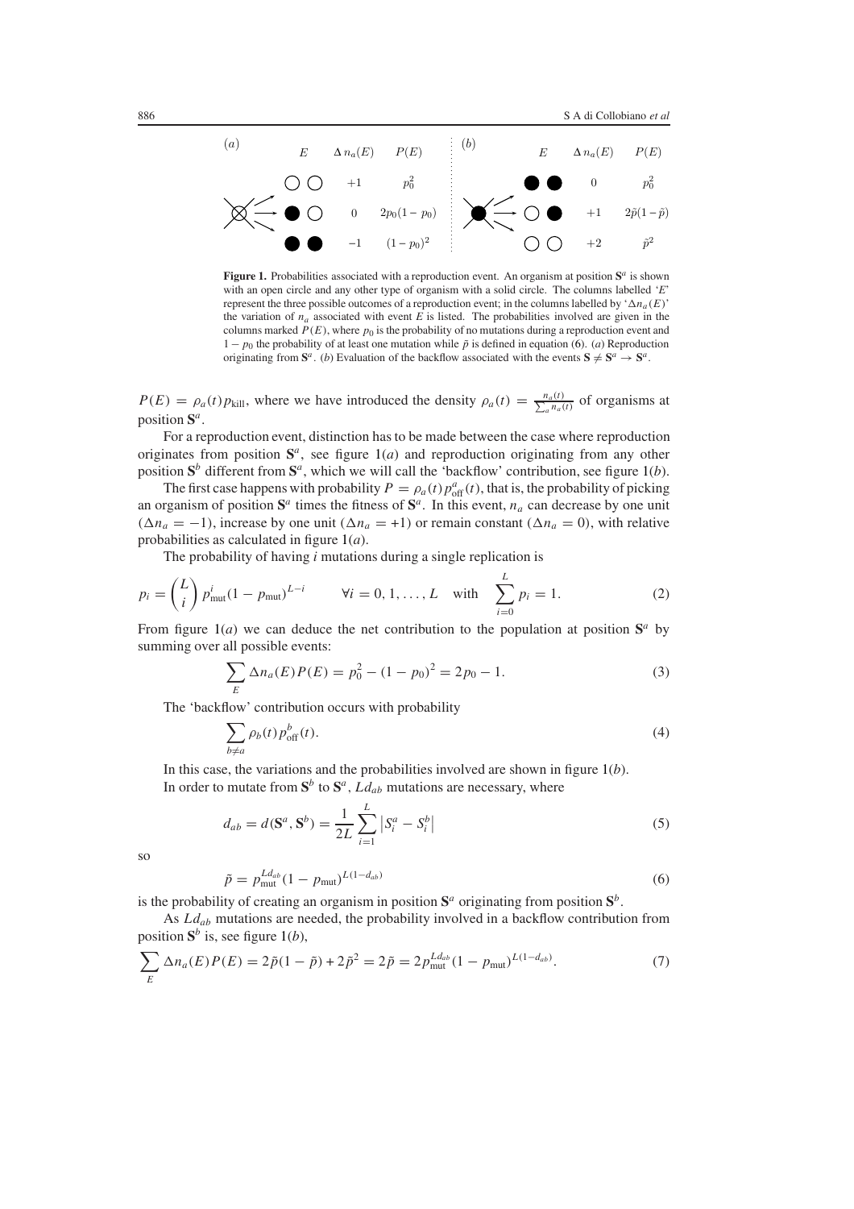| (a) | $E$ | $\Delta n_a(E)$ | $P(E)$ | (b) | $E$ | $\Delta n_a(E)$ | $P(E)$ |
|---|---|---|---|---|---|---|---|
| | ○ ○ | $+1$ | $p_0^2$ | | ● ● | $0$ | $p_0^2$ |
| ⊗ | ● ○ | $0$ | $2p_0(1-p_0)$ | ● | ○ ● | $+1$ | $2\tilde{p}(1-\tilde{p})$ |
| | ● ● | $-1$ | $(1-p_0)^2$ | | ○ ○ | $+2$ | $\tilde{p}^2$ |

**Figure 1.** Probabilities associated with a reproduction event. An organism at position $\mathbf{S}^a$ is shown with an open circle and any other type of organism with a solid circle. The columns labelled '$E$' represent the three possible outcomes of a reproduction event; in the columns labelled by '$\Delta n_a(E)$' the variation of $n_a$ associated with event $E$ is listed. The probabilities involved are given in the columns marked $P(E)$, where $p_0$ is the probability of no mutations during a reproduction event and $1 - p_0$ the probability of at least one mutation while $\tilde{p}$ is defined in equation (6). (*a*) Reproduction originating from $\mathbf{S}^a$. (*b*) Evaluation of the backflow associated with the events $\mathbf{S} \neq \mathbf{S}^a \to \mathbf{S}^a$.

$P(E) = \rho_a(t) p_{\text{kill}}$, where we have introduced the density $\rho_a(t) = \frac{n_a(t)}{\sum_a n_a(t)}$ of organisms at position $\mathbf{S}^a$.

For a reproduction event, distinction has to be made between the case where reproduction originates from position $\mathbf{S}^a$, see figure 1(*a*) and reproduction originating from any other position $\mathbf{S}^b$ different from $\mathbf{S}^a$, which we will call the 'backflow' contribution, see figure 1(*b*).

The first case happens with probability $P = \rho_a(t) p_{\text{off}}^a(t)$, that is, the probability of picking an organism of position $\mathbf{S}^a$ times the fitness of $\mathbf{S}^a$. In this event, $n_a$ can decrease by one unit ($\Delta n_a = -1$), increase by one unit ($\Delta n_a = +1$) or remain constant ($\Delta n_a = 0$), with relative probabilities as calculated in figure 1(*a*).

The probability of having $i$ mutations during a single replication is

$$p_i = \binom{L}{i} p_{\text{mut}}^i (1 - p_{\text{mut}})^{L-i} \qquad \forall i = 0, 1, \ldots, L \quad \text{with} \quad \sum_{i=0}^{L} p_i = 1. \tag{2}$$

From figure 1(*a*) we can deduce the net contribution to the population at position $\mathbf{S}^a$ by summing over all possible events:

$$\sum_E \Delta n_a(E) P(E) = p_0^2 - (1 - p_0)^2 = 2p_0 - 1. \tag{3}$$

The 'backflow' contribution occurs with probability

$$\sum_{b \neq a} \rho_b(t) p_{\text{off}}^b(t). \tag{4}$$

In this case, the variations and the probabilities involved are shown in figure 1(*b*).

In order to mutate from $\mathbf{S}^b$ to $\mathbf{S}^a$, $Ld_{ab}$ mutations are necessary, where

$$d_{ab} = d(\mathbf{S}^a, \mathbf{S}^b) = \frac{1}{2L} \sum_{i=1}^{L} \left| S_i^a - S_i^b \right| \tag{5}$$

so

$$\tilde{p} = p_{\text{mut}}^{Ld_{ab}} (1 - p_{\text{mut}})^{L(1-d_{ab})} \tag{6}$$

is the probability of creating an organism in position $\mathbf{S}^a$ originating from position $\mathbf{S}^b$.

As $Ld_{ab}$ mutations are needed, the probability involved in a backflow contribution from position $\mathbf{S}^b$ is, see figure 1(*b*),

$$\sum_E \Delta n_a(E) P(E) = 2\tilde{p}(1 - \tilde{p}) + 2\tilde{p}^2 = 2\tilde{p} = 2p_{\text{mut}}^{Ld_{ab}} (1 - p_{\text{mut}})^{L(1-d_{ab})}. \tag{7}$$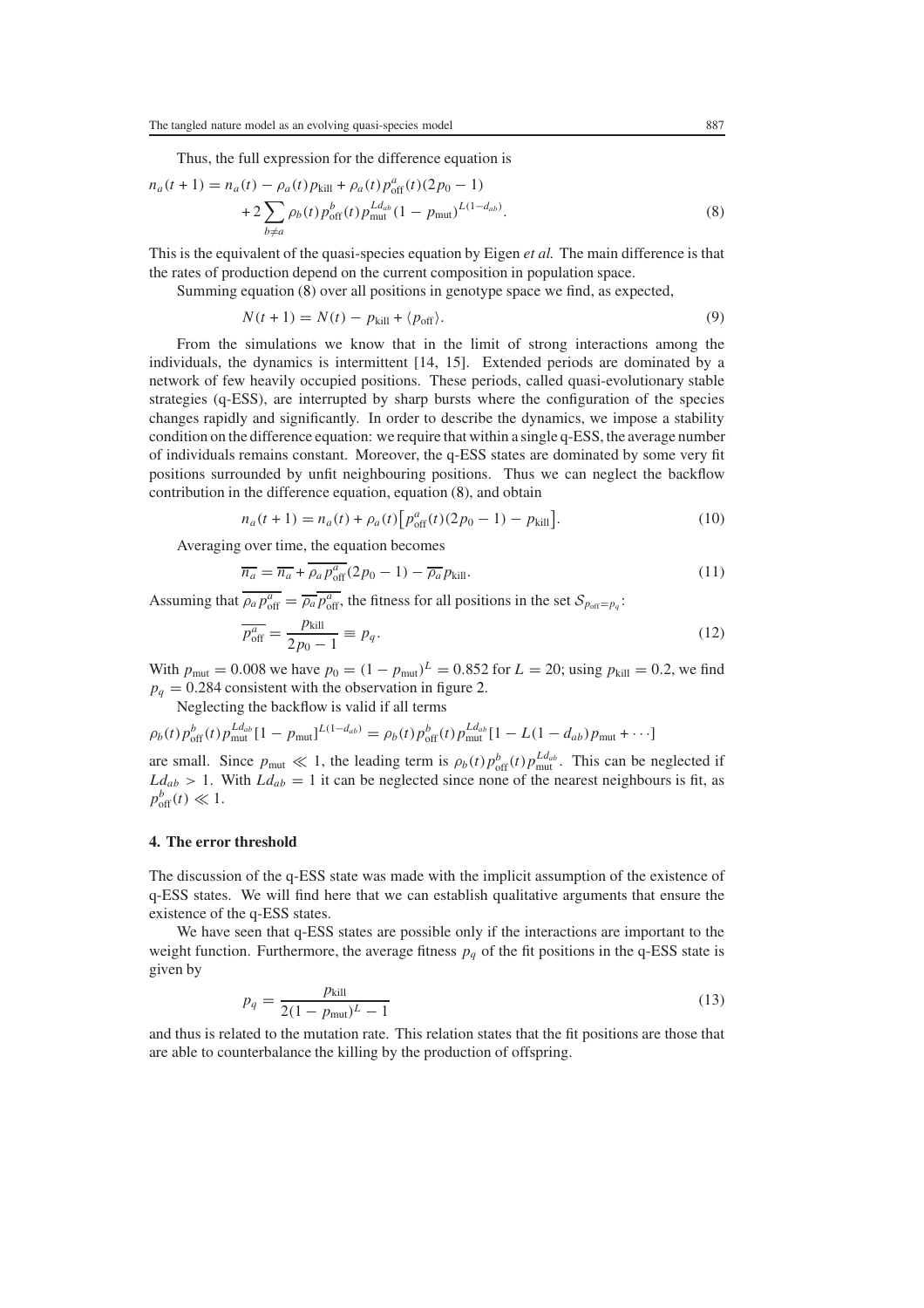Thus, the full expression for the difference equation is

$$n_a(t+1) = n_a(t) - \rho_a(t) p_{\text{kill}} + \rho_a(t) p_{\text{off}}^a(t)(2p_0 - 1) + 2\sum_{b \neq a} \rho_b(t) p_{\text{off}}^b(t) p_{\text{mut}}^{Ld_{ab}} (1 - p_{\text{mut}})^{L(1-d_{ab})}. \tag{8}$$

This is the equivalent of the quasi-species equation by Eigen *et al.* The main difference is that the rates of production depend on the current composition in population space.

Summing equation (8) over all positions in genotype space we find, as expected,

$$N(t+1) = N(t) - p_{\text{kill}} + \langle p_{\text{off}} \rangle. \tag{9}$$

From the simulations we know that in the limit of strong interactions among the individuals, the dynamics is intermittent [14, 15]. Extended periods are dominated by a network of few heavily occupied positions. These periods, called quasi-evolutionary stable strategies (q-ESS), are interrupted by sharp bursts where the configuration of the species changes rapidly and significantly. In order to describe the dynamics, we impose a stability condition on the difference equation: we require that within a single q-ESS, the average number of individuals remains constant. Moreover, the q-ESS states are dominated by some very fit positions surrounded by unfit neighbouring positions. Thus we can neglect the backflow contribution in the difference equation, equation (8), and obtain

$$n_a(t+1) = n_a(t) + \rho_a(t)\left[p_{\text{off}}^a(t)(2p_0 - 1) - p_{\text{kill}}\right]. \tag{10}$$

Averaging over time, the equation becomes

$$\overline{n_a} = \overline{n_a} + \overline{\rho_a p_{\text{off}}^a}(2p_0 - 1) - \overline{\rho_a} p_{\text{kill}}. \tag{11}$$

Assuming that $\overline{\rho_a p_{\text{off}}^a} = \overline{\rho_a}\,\overline{p_{\text{off}}^a}$, the fitness for all positions in the set $\mathcal{S}_{p_{\text{off}}=p_q}$:

$$\overline{p_{\text{off}}^a} = \frac{p_{\text{kill}}}{2p_0 - 1} \equiv p_q. \tag{12}$$

With $p_{\text{mut}} = 0.008$ we have $p_0 = (1 - p_{\text{mut}})^L = 0.852$ for $L = 20$; using $p_{\text{kill}} = 0.2$, we find $p_q = 0.284$ consistent with the observation in figure 2.

Neglecting the backflow is valid if all terms

$$\rho_b(t) p_{\text{off}}^b(t) p_{\text{mut}}^{Ld_{ab}} [1 - p_{\text{mut}}]^{L(1-d_{ab})} = \rho_b(t) p_{\text{off}}^b(t) p_{\text{mut}}^{Ld_{ab}} [1 - L(1 - d_{ab}) p_{\text{mut}} + \cdots]$$

are small. Since $p_{\text{mut}} \ll 1$, the leading term is $\rho_b(t) p_{\text{off}}^b(t) p_{\text{mut}}^{Ld_{ab}}$. This can be neglected if $Ld_{ab} > 1$. With $Ld_{ab} = 1$ it can be neglected since none of the nearest neighbours is fit, as $p_{\text{off}}^b(t) \ll 1$.

## 4. The error threshold

The discussion of the q-ESS state was made with the implicit assumption of the existence of q-ESS states. We will find here that we can establish qualitative arguments that ensure the existence of the q-ESS states.

We have seen that q-ESS states are possible only if the interactions are important to the weight function. Furthermore, the average fitness $p_q$ of the fit positions in the q-ESS state is given by

$$p_q = \frac{p_{\text{kill}}}{2(1 - p_{\text{mut}})^L - 1} \tag{13}$$

and thus is related to the mutation rate. This relation states that the fit positions are those that are able to counterbalance the killing by the production of offspring.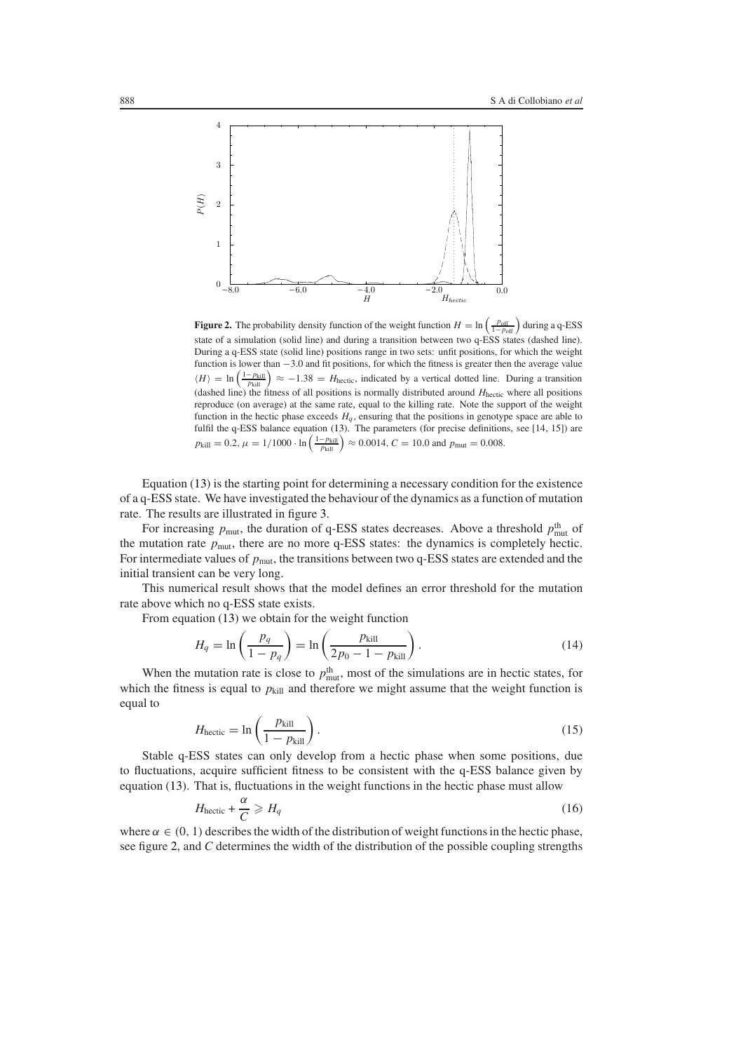**Figure 2.** The probability density function of the weight function $H = \ln\left(\frac{p_{\text{off}}}{1-p_{\text{off}}}\right)$ during a q-ESS state of a simulation (solid line) and during a transition between two q-ESS states (dashed line). During a q-ESS state (solid line) positions range in two sets: unfit positions, for which the weight function is lower than −3.0 and fit positions, for which the fitness is greater then the average value $\langle H \rangle = \ln\left(\frac{1-p_{\text{kill}}}{p_{\text{kill}}}\right) \approx -1.38 = H_{\text{hectic}}$, indicated by a vertical dotted line. During a transition (dashed line) the fitness of all positions is normally distributed around $H_{\text{hectic}}$ where all positions reproduce (on average) at the same rate, equal to the killing rate. Note the support of the weight function in the hectic phase exceeds $H_q$, ensuring that the positions in genotype space are able to fulfil the q-ESS balance equation (13). The parameters (for precise definitions, see [14, 15]) are $p_{\text{kill}} = 0.2$, $\mu = 1/1000 \cdot \ln\left(\frac{1-p_{\text{kill}}}{p_{\text{kill}}}\right) \approx 0.0014$, $C = 10.0$ and $p_{\text{mut}} = 0.008$.

Equation (13) is the starting point for determining a necessary condition for the existence of a q-ESS state. We have investigated the behaviour of the dynamics as a function of mutation rate. The results are illustrated in figure 3.

For increasing $p_{\text{mut}}$, the duration of q-ESS states decreases. Above a threshold $p_{\text{mut}}^{\text{th}}$ of the mutation rate $p_{\text{mut}}$, there are no more q-ESS states: the dynamics is completely hectic. For intermediate values of $p_{\text{mut}}$, the transitions between two q-ESS states are extended and the initial transient can be very long.

This numerical result shows that the model defines an error threshold for the mutation rate above which no q-ESS state exists.

From equation (13) we obtain for the weight function

$$H_q = \ln\left(\frac{p_q}{1-p_q}\right) = \ln\left(\frac{p_{\text{kill}}}{2p_0 - 1 - p_{\text{kill}}}\right). \tag{14}$$

When the mutation rate is close to $p_{\text{mut}}^{\text{th}}$, most of the simulations are in hectic states, for which the fitness is equal to $p_{\text{kill}}$ and therefore we might assume that the weight function is equal to

$$H_{\text{hectic}} = \ln\left(\frac{p_{\text{kill}}}{1-p_{\text{kill}}}\right). \tag{15}$$

Stable q-ESS states can only develop from a hectic phase when some positions, due to fluctuations, acquire sufficient fitness to be consistent with the q-ESS balance given by equation (13). That is, fluctuations in the weight functions in the hectic phase must allow

$$H_{\text{hectic}} + \frac{\alpha}{C} \geqslant H_q \tag{16}$$

where $\alpha \in (0, 1)$ describes the width of the distribution of weight functions in the hectic phase, see figure 2, and $C$ determines the width of the distribution of the possible coupling strengths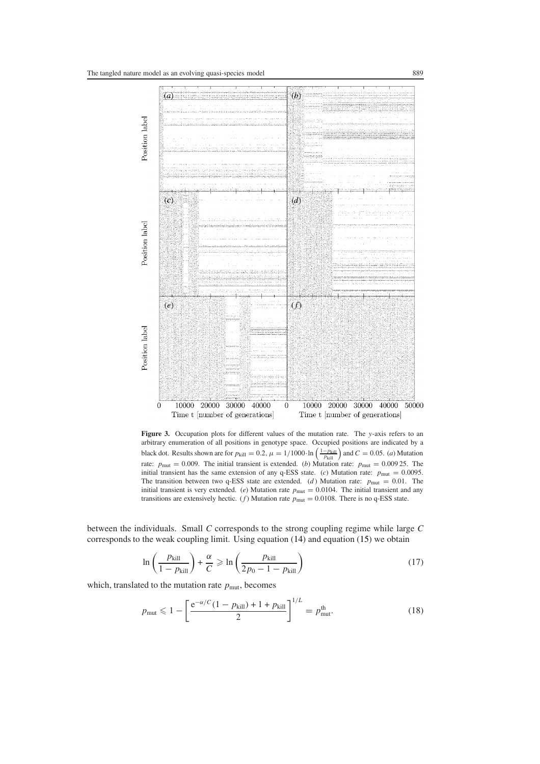**Figure 3.** Occupation plots for different values of the mutation rate. The $y$-axis refers to an arbitrary enumeration of all positions in genotype space. Occupied positions are indicated by a black dot. Results shown are for $p_{\text{kill}} = 0.2$, $\mu = 1/1000 \cdot \ln\left(\frac{1-p_{\text{kill}}}{p_{\text{kill}}}\right)$ and $C = 0.05$. (*a*) Mutation rate: $p_{\text{mut}} = 0.009$. The initial transient is extended. (*b*) Mutation rate: $p_{\text{mut}} = 0.00925$. The initial transient has the same extension of any q-ESS state. (*c*) Mutation rate: $p_{\text{mut}} = 0.0095$. The transition between two q-ESS state are extended. (*d*) Mutation rate: $p_{\text{mut}} = 0.01$. The initial transient is very extended. (*e*) Mutation rate $p_{\text{mut}} = 0.0104$. The initial transient and any transitions are extensively hectic. (*f*) Mutation rate $p_{\text{mut}} = 0.0108$. There is no q-ESS state.

between the individuals. Small $C$ corresponds to the strong coupling regime while large $C$ corresponds to the weak coupling limit. Using equation (14) and equation (15) we obtain

$$\ln\left(\frac{p_{\text{kill}}}{1-p_{\text{kill}}}\right) + \frac{\alpha}{C} \geqslant \ln\left(\frac{p_{\text{kill}}}{2p_0 - 1 - p_{\text{kill}}}\right) \tag{17}$$

which, translated to the mutation rate $p_{\text{mut}}$, becomes

$$p_{\text{mut}} \leqslant 1 - \left[\frac{\mathrm{e}^{-\alpha/C}(1-p_{\text{kill}}) + 1 + p_{\text{kill}}}{2}\right]^{1/L} = p_{\text{mut}}^{\text{th}}. \tag{18}$$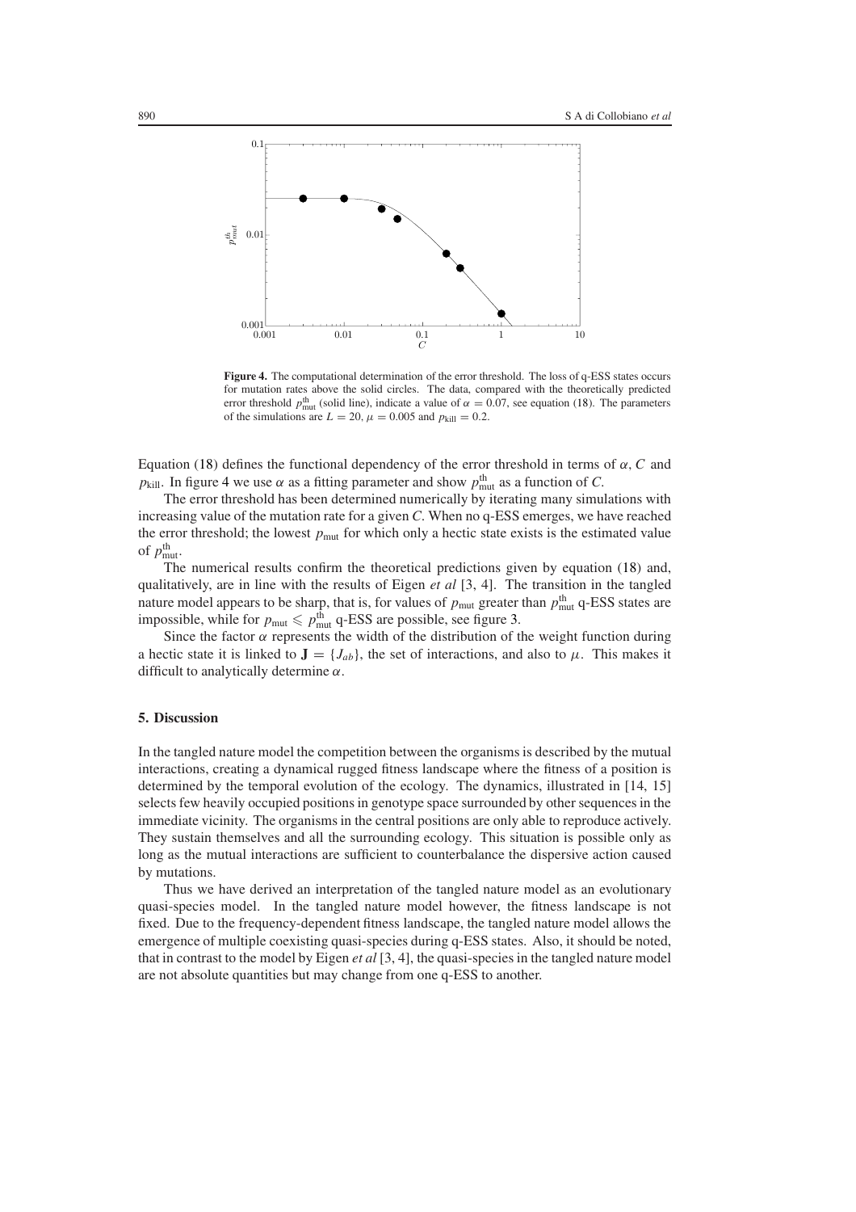**Figure 4.** The computational determination of the error threshold. The loss of q-ESS states occurs for mutation rates above the solid circles. The data, compared with the theoretically predicted error threshold $p_{\text{mut}}^{\text{th}}$ (solid line), indicate a value of $\alpha = 0.07$, see equation (18). The parameters of the simulations are $L = 20$, $\mu = 0.005$ and $p_{\text{kill}} = 0.2$.

Equation (18) defines the functional dependency of the error threshold in terms of $\alpha$, $C$ and $p_{\text{kill}}$. In figure 4 we use $\alpha$ as a fitting parameter and show $p_{\text{mut}}^{\text{th}}$ as a function of $C$.

The error threshold has been determined numerically by iterating many simulations with increasing value of the mutation rate for a given $C$. When no q-ESS emerges, we have reached the error threshold; the lowest $p_{\text{mut}}$ for which only a hectic state exists is the estimated value of $p_{\text{mut}}^{\text{th}}$.

The numerical results confirm the theoretical predictions given by equation (18) and, qualitatively, are in line with the results of Eigen *et al* [3, 4]. The transition in the tangled nature model appears to be sharp, that is, for values of $p_{\text{mut}}$ greater than $p_{\text{mut}}^{\text{th}}$ q-ESS states are impossible, while for $p_{\text{mut}} \leqslant p_{\text{mut}}^{\text{th}}$ q-ESS are possible, see figure 3.

Since the factor $\alpha$ represents the width of the distribution of the weight function during a hectic state it is linked to $\mathbf{J} = \{J_{ab}\}$, the set of interactions, and also to $\mu$. This makes it difficult to analytically determine $\alpha$.

## 5. Discussion

In the tangled nature model the competition between the organisms is described by the mutual interactions, creating a dynamical rugged fitness landscape where the fitness of a position is determined by the temporal evolution of the ecology. The dynamics, illustrated in [14, 15] selects few heavily occupied positions in genotype space surrounded by other sequences in the immediate vicinity. The organisms in the central positions are only able to reproduce actively. They sustain themselves and all the surrounding ecology. This situation is possible only as long as the mutual interactions are sufficient to counterbalance the dispersive action caused by mutations.

Thus we have derived an interpretation of the tangled nature model as an evolutionary quasi-species model. In the tangled nature model however, the fitness landscape is not fixed. Due to the frequency-dependent fitness landscape, the tangled nature model allows the emergence of multiple coexisting quasi-species during q-ESS states. Also, it should be noted, that in contrast to the model by Eigen *et al* [3, 4], the quasi-species in the tangled nature model are not absolute quantities but may change from one q-ESS to another.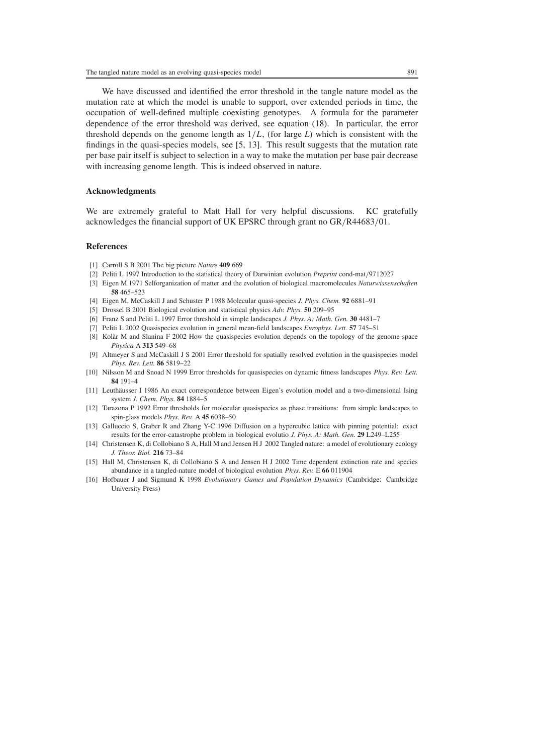We have discussed and identified the error threshold in the tangle nature model as the mutation rate at which the model is unable to support, over extended periods in time, the occupation of well-defined multiple coexisting genotypes. A formula for the parameter dependence of the error threshold was derived, see equation (18). In particular, the error threshold depends on the genome length as $1/L$, (for large $L$) which is consistent with the findings in the quasi-species models, see [5, 13]. This result suggests that the mutation rate per base pair itself is subject to selection in a way to make the mutation per base pair decrease with increasing genome length. This is indeed observed in nature.

## Acknowledgments

We are extremely grateful to Matt Hall for very helpful discussions. KC gratefully acknowledges the financial support of UK EPSRC through grant no GR/R44683/01.

## References

[1] Carroll S B 2001 The big picture *Nature* **409** 669

[2] Peliti L 1997 Introduction to the statistical theory of Darwinian evolution *Preprint* cond-mat/9712027

[3] Eigen M 1971 Selforganization of matter and the evolution of biological macromolecules *Naturwissenschaften* **58** 465–523

[4] Eigen M, McCaskill J and Schuster P 1988 Molecular quasi-species *J. Phys. Chem.* **92** 6881–91

[5] Drossel B 2001 Biological evolution and statistical physics *Adv. Phys.* **50** 209–95

[6] Franz S and Peliti L 1997 Error threshold in simple landscapes *J. Phys. A: Math. Gen.* **30** 4481–7

[7] Peliti L 2002 Quasispecies evolution in general mean-field landscapes *Europhys. Lett.* **57** 745–51

[8] Kolàr M and Slanina F 2002 How the quasispecies evolution depends on the topology of the genome space *Physica* A **313** 549–68

[9] Altmeyer S and McCaskill J S 2001 Error threshold for spatially resolved evolution in the quasispecies model *Phys. Rev. Lett.* **86** 5819–22

[10] Nilsson M and Snoad N 1999 Error thresholds for quasispecies on dynamic fitness landscapes *Phys. Rev. Lett.* **84** 191–4

[11] Leuthäusser I 1986 An exact correspondence between Eigen's evolution model and a two-dimensional Ising system *J. Chem. Phys.* **84** 1884–5

[12] Tarazona P 1992 Error thresholds for molecular quasispecies as phase transitions: from simple landscapes to spin-glass models *Phys. Rev.* A **45** 6038–50

[13] Galluccio S, Graber R and Zhang Y-C 1996 Diffusion on a hypercubic lattice with pinning potential: exact results for the error-catastrophe problem in biological evolutio *J. Phys. A: Math. Gen.* **29** L249–L255

[14] Christensen K, di Collobiano S A, Hall M and Jensen H J 2002 Tangled nature: a model of evolutionary ecology *J. Theor. Biol.* **216** 73–84

[15] Hall M, Christensen K, di Collobiano S A and Jensen H J 2002 Time dependent extinction rate and species abundance in a tangled-nature model of biological evolution *Phys. Rev.* E **66** 011904

[16] Hofbauer J and Sigmund K 1998 *Evolutionary Games and Population Dynamics* (Cambridge: Cambridge University Press)